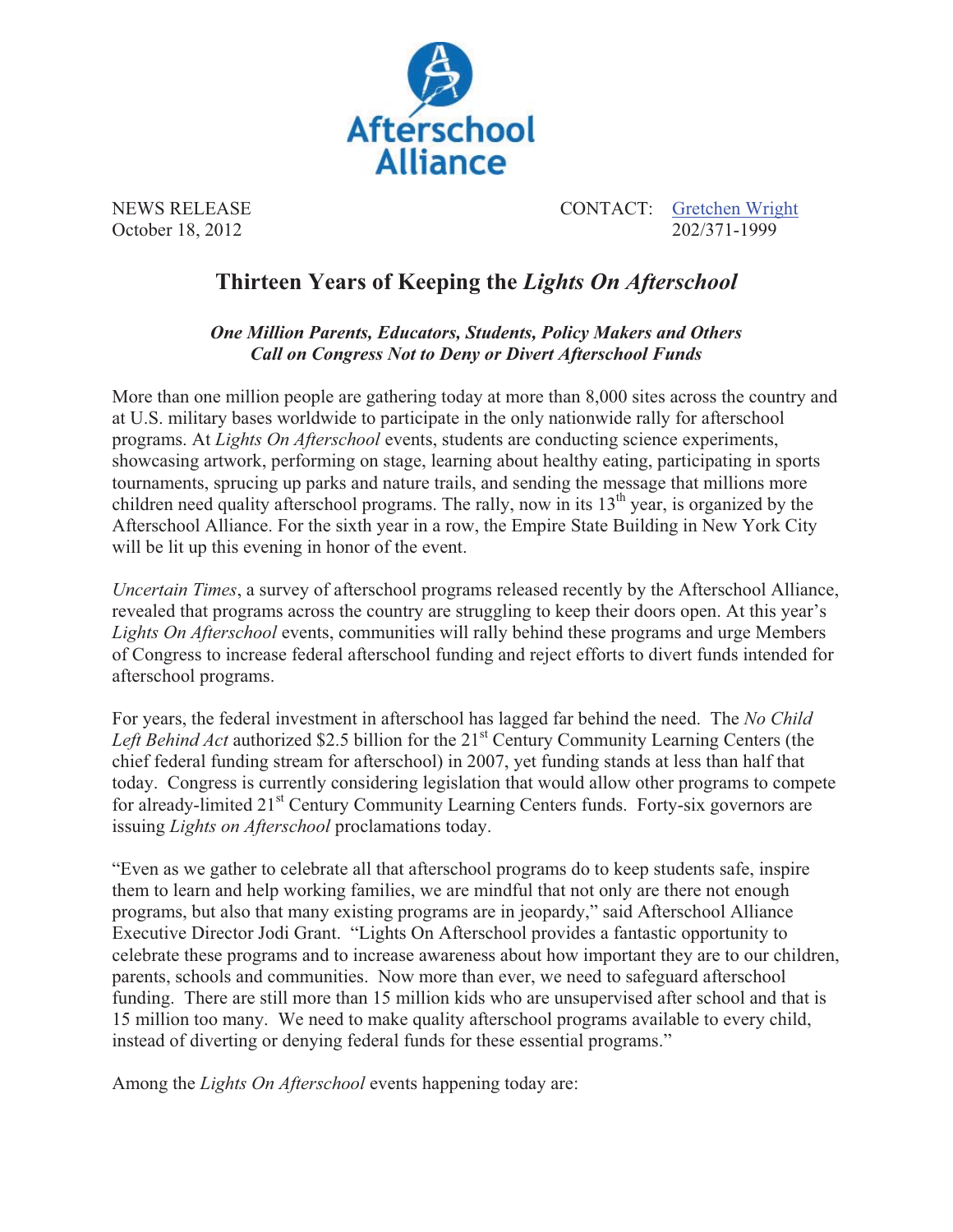Afterschool Alliance

NEWS RELEASE
October 18, 2012

CONTACT: Gretchen Wright
202/371-1999

# Thirteen Years of Keeping the *Lights On Afterschool*

***One Million Parents, Educators, Students, Policy Makers and Others Call on Congress Not to Deny or Divert Afterschool Funds***

More than one million people are gathering today at more than 8,000 sites across the country and at U.S. military bases worldwide to participate in the only nationwide rally for afterschool programs. At *Lights On Afterschool* events, students are conducting science experiments, showcasing artwork, performing on stage, learning about healthy eating, participating in sports tournaments, sprucing up parks and nature trails, and sending the message that millions more children need quality afterschool programs. The rally, now in its 13th year, is organized by the Afterschool Alliance. For the sixth year in a row, the Empire State Building in New York City will be lit up this evening in honor of the event.

*Uncertain Times*, a survey of afterschool programs released recently by the Afterschool Alliance, revealed that programs across the country are struggling to keep their doors open. At this year's *Lights On Afterschool* events, communities will rally behind these programs and urge Members of Congress to increase federal afterschool funding and reject efforts to divert funds intended for afterschool programs.

For years, the federal investment in afterschool has lagged far behind the need. The *No Child Left Behind Act* authorized $2.5 billion for the 21st Century Community Learning Centers (the chief federal funding stream for afterschool) in 2007, yet funding stands at less than half that today. Congress is currently considering legislation that would allow other programs to compete for already-limited 21st Century Community Learning Centers funds. Forty-six governors are issuing *Lights on Afterschool* proclamations today.

"Even as we gather to celebrate all that afterschool programs do to keep students safe, inspire them to learn and help working families, we are mindful that not only are there not enough programs, but also that many existing programs are in jeopardy," said Afterschool Alliance Executive Director Jodi Grant. "Lights On Afterschool provides a fantastic opportunity to celebrate these programs and to increase awareness about how important they are to our children, parents, schools and communities. Now more than ever, we need to safeguard afterschool funding. There are still more than 15 million kids who are unsupervised after school and that is 15 million too many. We need to make quality afterschool programs available to every child, instead of diverting or denying federal funds for these essential programs."

Among the *Lights On Afterschool* events happening today are: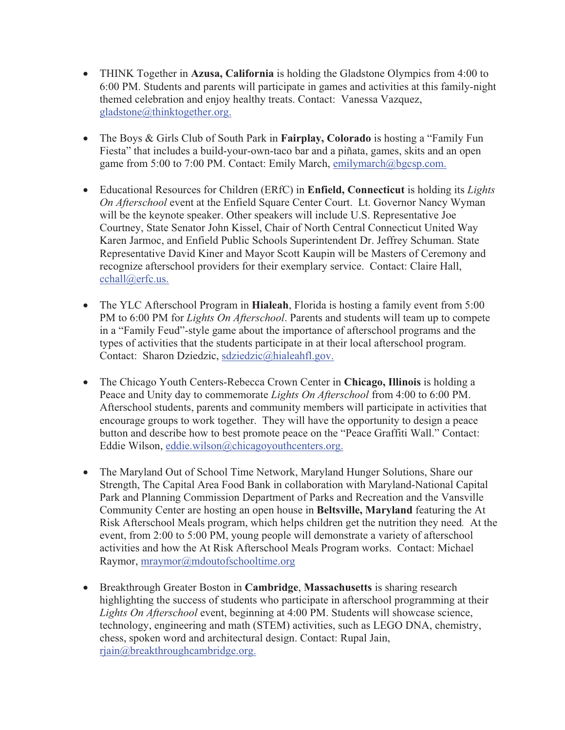- THINK Together in **Azusa, California** is holding the Gladstone Olympics from 4:00 to 6:00 PM. Students and parents will participate in games and activities at this family-night themed celebration and enjoy healthy treats. Contact: Vanessa Vazquez, gladstone@thinktogether.org.

- The Boys & Girls Club of South Park in **Fairplay, Colorado** is hosting a "Family Fun Fiesta" that includes a build-your-own-taco bar and a piñata, games, skits and an open game from 5:00 to 7:00 PM. Contact: Emily March, emilymarch@bgcsp.com.

- Educational Resources for Children (ERfC) in **Enfield, Connecticut** is holding its *Lights On Afterschool* event at the Enfield Square Center Court. Lt. Governor Nancy Wyman will be the keynote speaker. Other speakers will include U.S. Representative Joe Courtney, State Senator John Kissel, Chair of North Central Connecticut United Way Karen Jarmoc, and Enfield Public Schools Superintendent Dr. Jeffrey Schuman. State Representative David Kiner and Mayor Scott Kaupin will be Masters of Ceremony and recognize afterschool providers for their exemplary service. Contact: Claire Hall, cchall@erfc.us.

- The YLC Afterschool Program in **Hialeah**, Florida is hosting a family event from 5:00 PM to 6:00 PM for *Lights On Afterschool*. Parents and students will team up to compete in a "Family Feud"-style game about the importance of afterschool programs and the types of activities that the students participate in at their local afterschool program. Contact: Sharon Dziedzic, sdziedzic@hialeahfl.gov.

- The Chicago Youth Centers-Rebecca Crown Center in **Chicago, Illinois** is holding a Peace and Unity day to commemorate *Lights On Afterschool* from 4:00 to 6:00 PM. Afterschool students, parents and community members will participate in activities that encourage groups to work together. They will have the opportunity to design a peace button and describe how to best promote peace on the "Peace Graffiti Wall." Contact: Eddie Wilson, eddie.wilson@chicagoyouthcenters.org.

- The Maryland Out of School Time Network, Maryland Hunger Solutions, Share our Strength, The Capital Area Food Bank in collaboration with Maryland-National Capital Park and Planning Commission Department of Parks and Recreation and the Vansville Community Center are hosting an open house in **Beltsville, Maryland** featuring the At Risk Afterschool Meals program, which helps children get the nutrition they need*.* At the event, from 2:00 to 5:00 PM, young people will demonstrate a variety of afterschool activities and how the At Risk Afterschool Meals Program works. Contact: Michael Raymor, mraymor@mdoutofschooltime.org

- Breakthrough Greater Boston in **Cambridge**, **Massachusetts** is sharing research highlighting the success of students who participate in afterschool programming at their *Lights On Afterschool* event, beginning at 4:00 PM. Students will showcase science, technology, engineering and math (STEM) activities, such as LEGO DNA, chemistry, chess, spoken word and architectural design. Contact: Rupal Jain, rjain@breakthroughcambridge.org.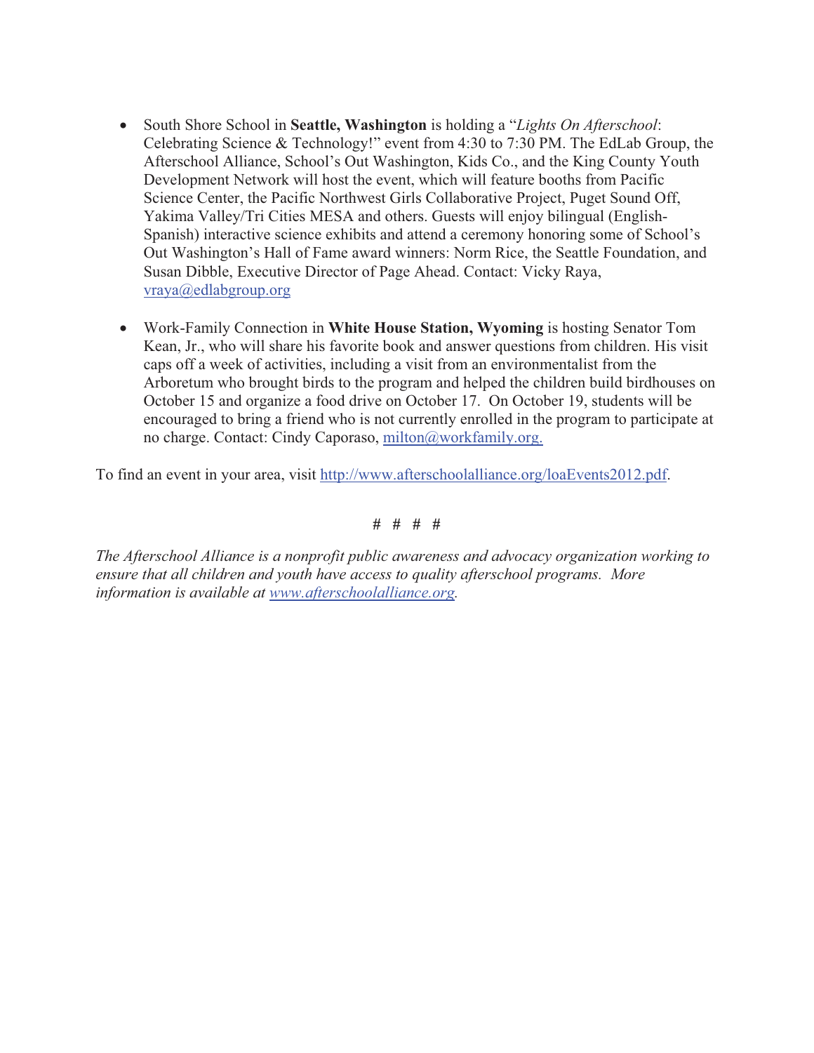- South Shore School in **Seattle, Washington** is holding a "*Lights On Afterschool*: Celebrating Science & Technology!" event from 4:30 to 7:30 PM. The EdLab Group, the Afterschool Alliance, School's Out Washington, Kids Co., and the King County Youth Development Network will host the event, which will feature booths from Pacific Science Center, the Pacific Northwest Girls Collaborative Project, Puget Sound Off, Yakima Valley/Tri Cities MESA and others. Guests will enjoy bilingual (English-Spanish) interactive science exhibits and attend a ceremony honoring some of School's Out Washington's Hall of Fame award winners: Norm Rice, the Seattle Foundation, and Susan Dibble, Executive Director of Page Ahead. Contact: Vicky Raya, vraya@edlabgroup.org

- Work-Family Connection in **White House Station, Wyoming** is hosting Senator Tom Kean, Jr., who will share his favorite book and answer questions from children. His visit caps off a week of activities, including a visit from an environmentalist from the Arboretum who brought birds to the program and helped the children build birdhouses on October 15 and organize a food drive on October 17. On October 19, students will be encouraged to bring a friend who is not currently enrolled in the program to participate at no charge. Contact: Cindy Caporaso, milton@workfamily.org.

To find an event in your area, visit http://www.afterschoolalliance.org/loaEvents2012.pdf.

# # # #

*The Afterschool Alliance is a nonprofit public awareness and advocacy organization working to ensure that all children and youth have access to quality afterschool programs. More information is available at www.afterschoolalliance.org.*